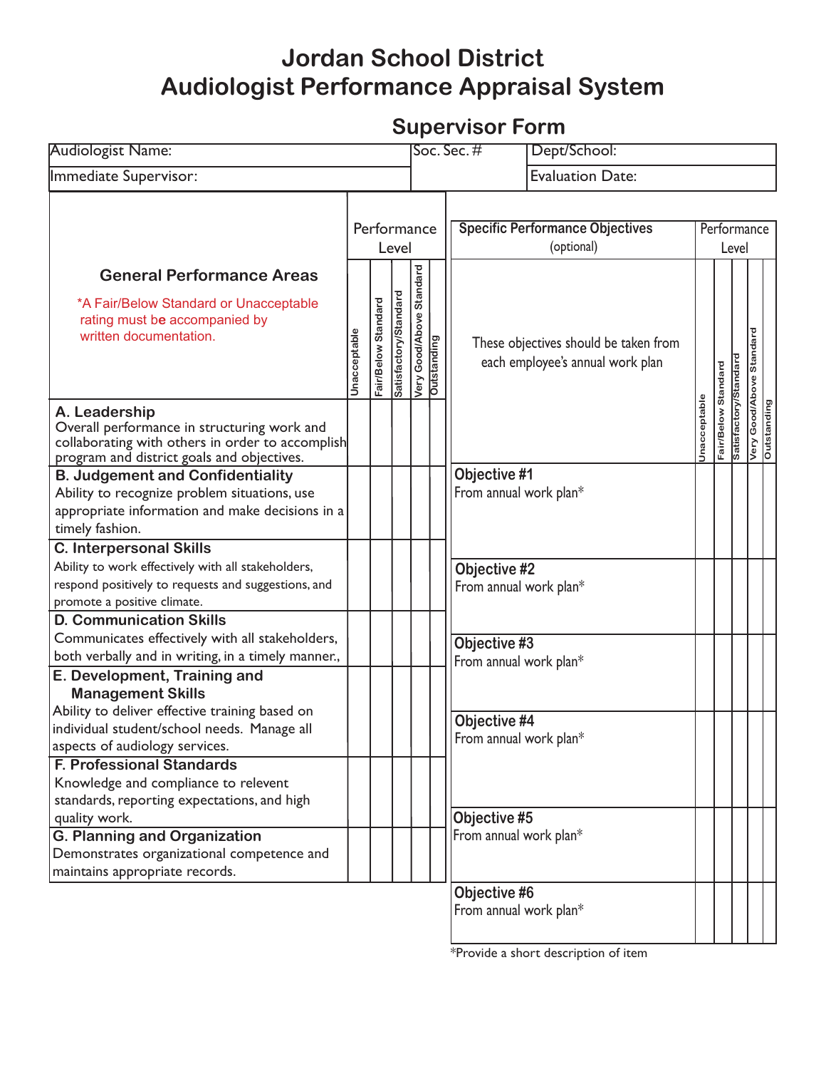# Jordan School District
# Audiologist Performance Appraisal System

## Supervisor Form

| Audiologist Name: | Soc. Sec. # | Dept/School: |
|---|---|---|
| Immediate Supervisor: | | Evaluation Date: |

| General Performance Areas<br>*A Fair/Below Standard or Unacceptable rating must be accompanied by written documentation. | Unacceptable | Fair/Below Standard | Satisfactory/Standard | Very Good/Above Standard | Outstanding |
|---|---|---|---|---|---|
| **A. Leadership**<br>Overall performance in structuring work and collaborating with others in order to accomplish program and district goals and objectives. | | | | | |
| **B. Judgement and Confidentiality**<br>Ability to recognize problem situations, use appropriate information and make decisions in a timely fashion. | | | | | |
| **C. Interpersonal Skills**<br>Ability to work effectively with all stakeholders, respond positively to requests and suggestions, and promote a positive climate. | | | | | |
| **D. Communication Skills**<br>Communicates effectively with all stakeholders, both verbally and in writing, in a timely manner., | | | | | |
| **E. Development, Training and Management Skills**<br>Ability to deliver effective training based on individual student/school needs. Manage all aspects of audiology services. | | | | | |
| **F. Professional Standards**<br>Knowledge and compliance to relevent standards, reporting expectations, and high quality work. | | | | | |
| **G. Planning and Organization**<br>Demonstrates organizational competence and maintains appropriate records. | | | | | |

| Specific Performance Objectives (optional)<br>These objectives should be taken from each employee's annual work plan | Unacceptable | Fair/Below Standard | Satisfactory/Standard | Very Good/Above Standard | Outstanding |
|---|---|---|---|---|---|
| **Objective #1**<br>From annual work plan* | | | | | |
| **Objective #2**<br>From annual work plan* | | | | | |
| **Objective #3**<br>From annual work plan* | | | | | |
| **Objective #4**<br>From annual work plan* | | | | | |
| **Objective #5**<br>From annual work plan* | | | | | |
| **Objective #6**<br>From annual work plan* | | | | | |

*Provide a short description of item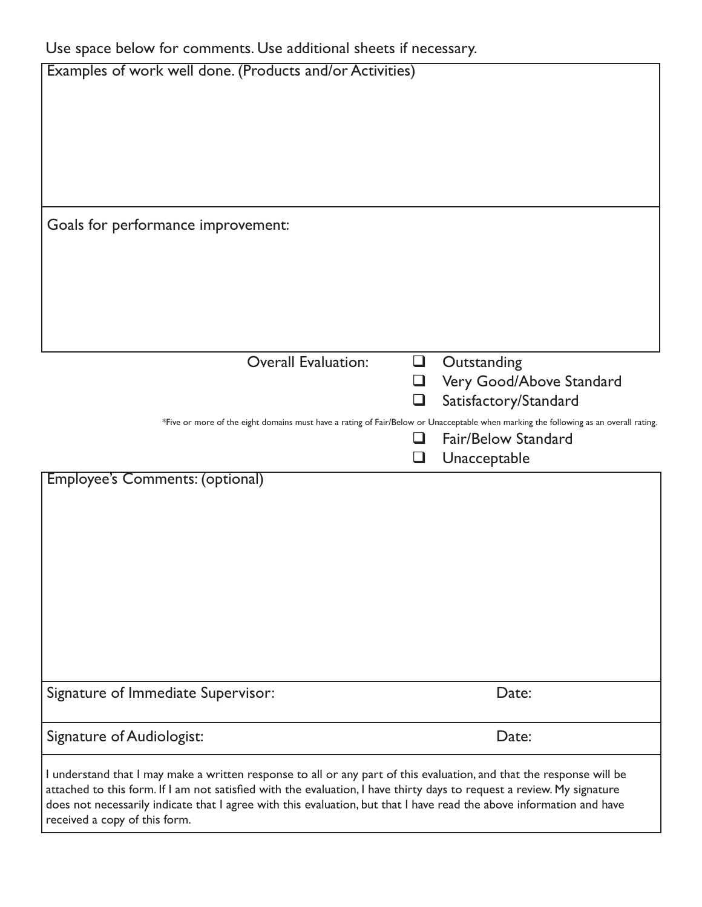Use space below for comments. Use additional sheets if necessary.

Examples of work well done. (Products and/or Activities)

Goals for performance improvement:

Overall Evaluation:

- ☐ Outstanding
- ☐ Very Good/Above Standard
- ☐ Satisfactory/Standard

*Five or more of the eight domains must have a rating of Fair/Below or Unacceptable when marking the following as an overall rating.

- ☐ Fair/Below Standard
- ☐ Unacceptable

Employee's Comments: (optional)

| | |
|---|---|
| Signature of Immediate Supervisor: | Date: |
| Signature of Audiologist: | Date: |

I understand that I may make a written response to all or any part of this evaluation, and that the response will be attached to this form. If I am not satisfied with the evaluation, I have thirty days to request a review. My signature does not necessarily indicate that I agree with this evaluation, but that I have read the above information and have received a copy of this form.